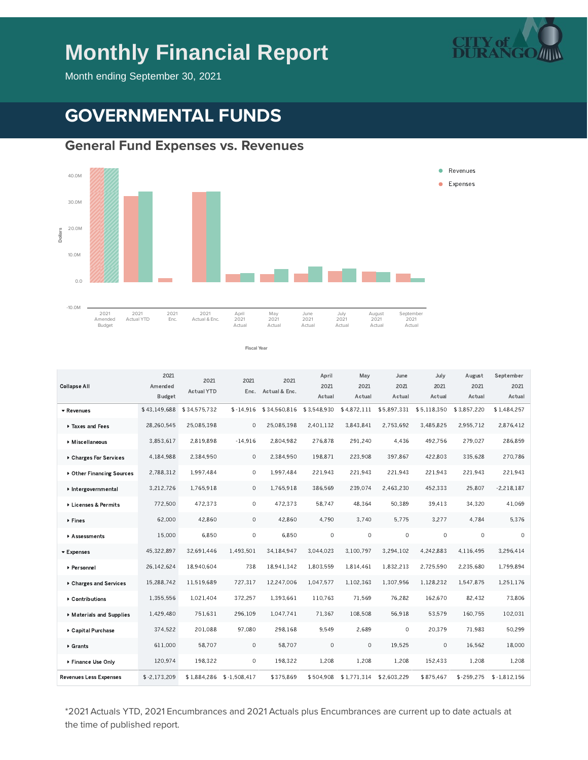# Monthly Financial Report

Month ending September 30, 2021

## GOVERNMENTAL FUNDS

### General Fund Expenses vs. Revenues

| Collapse All | 2021 Amended Budget | 2021 Actual YTD | 2021 Enc. | 2021 Actual & Enc. | April 2021 Actual | May 2021 Actual | June 2021 Actual | July 2021 Actual | August 2021 Actual | September 2021 Actual |
|---|---|---|---|---|---|---|---|---|---|---|
| ▾ Revenues | $ 43,149,688 | $ 34,575,732 | $ -14,916 | $ 34,560,816 | $ 3,548,930 | $ 4,872,111 | $ 5,897,331 | $ 5,118,350 | $ 3,857,220 | $ 1,484,257 |
| ▸ Taxes and Fees | 28,260,545 | 25,085,398 | 0 | 25,085,398 | 2,401,132 | 3,843,841 | 2,753,692 | 3,485,825 | 2,955,712 | 2,876,412 |
| ▸ Miscellaneous | 3,853,617 | 2,819,898 | -14,916 | 2,804,982 | 276,878 | 291,240 | 4,436 | 492,756 | 279,027 | 286,859 |
| ▸ Charges For Services | 4,184,988 | 2,384,950 | 0 | 2,384,950 | 198,871 | 223,908 | 397,867 | 422,803 | 335,628 | 270,786 |
| ▸ Other Financing Sources | 2,788,312 | 1,997,484 | 0 | 1,997,484 | 221,943 | 221,943 | 221,943 | 221,943 | 221,943 | 221,943 |
| ▸ Intergovernmental | 3,212,726 | 1,765,918 | 0 | 1,765,918 | 386,569 | 239,074 | 2,463,230 | 452,333 | 25,807 | -2,218,187 |
| ▸ Licenses & Permits | 772,500 | 472,373 | 0 | 472,373 | 58,747 | 48,364 | 50,389 | 39,413 | 34,320 | 41,069 |
| ▸ Fines | 62,000 | 42,860 | 0 | 42,860 | 4,790 | 3,740 | 5,775 | 3,277 | 4,784 | 5,376 |
| ▸ Assessments | 15,000 | 6,850 | 0 | 6,850 | 0 | 0 | 0 | 0 | 0 | 0 |
| ▾ Expenses | 45,322,897 | 32,691,446 | 1,493,501 | 34,184,947 | 3,044,023 | 3,100,797 | 3,294,102 | 4,242,883 | 4,116,495 | 3,296,414 |
| ▸ Personnel | 26,142,624 | 18,940,604 | 738 | 18,941,342 | 1,803,559 | 1,814,461 | 1,832,213 | 2,725,590 | 2,235,680 | 1,799,894 |
| ▸ Charges and Services | 15,288,742 | 11,519,689 | 727,317 | 12,247,006 | 1,047,577 | 1,102,363 | 1,307,956 | 1,128,232 | 1,547,875 | 1,251,176 |
| ▸ Contributions | 1,355,556 | 1,021,404 | 372,257 | 1,393,661 | 110,763 | 71,569 | 76,282 | 162,670 | 82,432 | 73,806 |
| ▸ Materials and Supplies | 1,429,480 | 751,631 | 296,109 | 1,047,741 | 71,367 | 108,508 | 56,918 | 53,579 | 160,755 | 102,031 |
| ▸ Capital Purchase | 374,522 | 201,088 | 97,080 | 298,168 | 9,549 | 2,689 | 0 | 20,379 | 71,983 | 50,299 |
| ▸ Grants | 611,000 | 58,707 | 0 | 58,707 | 0 | 0 | 19,525 | 0 | 16,562 | 18,000 |
| ▸ Finance Use Only | 120,974 | 198,322 | 0 | 198,322 | 1,208 | 1,208 | 1,208 | 152,433 | 1,208 | 1,208 |
| Revenues Less Expenses | $ -2,173,209 | $ 1,884,286 | $ -1,508,417 | $ 375,869 | $ 504,908 | $ 1,771,314 | $ 2,603,229 | $ 875,467 | $ -259,275 | $ -1,812,156 |

*2021 Actuals YTD, 2021 Encumbrances and 2021 Actuals plus Encumbrances are current up to date actuals at the time of published report.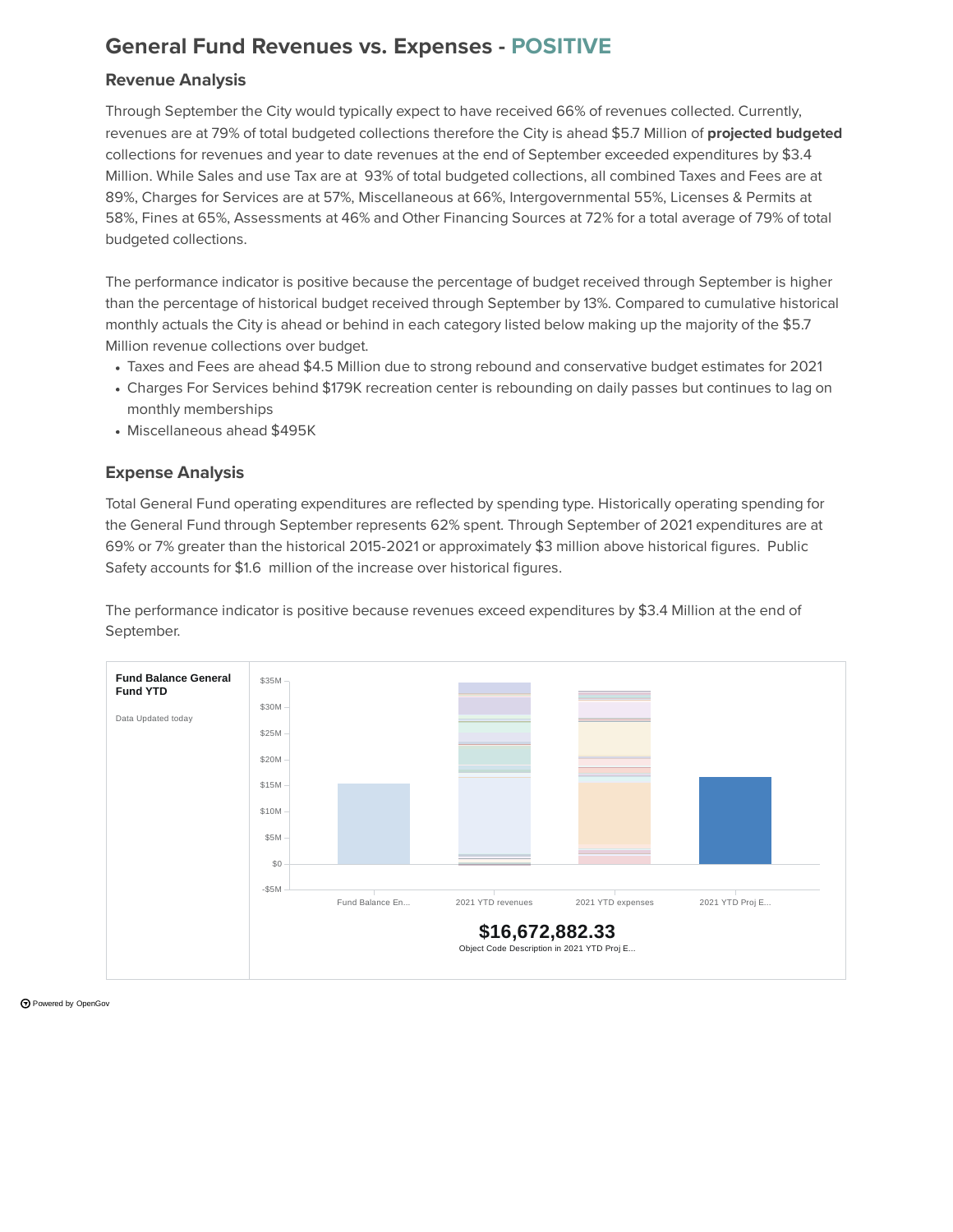# General Fund Revenues vs. Expenses - POSITIVE

## Revenue Analysis

Through September the City would typically expect to have received 66% of revenues collected. Currently, revenues are at 79% of total budgeted collections therefore the City is ahead $5.7 Million of **projected budgeted** collections for revenues and year to date revenues at the end of September exceeded expenditures by $3.4 Million. While Sales and use Tax are at 93% of total budgeted collections, all combined Taxes and Fees are at 89%, Charges for Services are at 57%, Miscellaneous at 66%, Intergovernmental 55%, Licenses & Permits at 58%, Fines at 65%, Assessments at 46% and Other Financing Sources at 72% for a total average of 79% of total budgeted collections.

The performance indicator is positive because the percentage of budget received through September is higher than the percentage of historical budget received through September by 13%. Compared to cumulative historical monthly actuals the City is ahead or behind in each category listed below making up the majority of the $5.7 Million revenue collections over budget.

- Taxes and Fees are ahead $4.5 Million due to strong rebound and conservative budget estimates for 2021
- Charges For Services behind $179K recreation center is rebounding on daily passes but continues to lag on monthly memberships
- Miscellaneous ahead $495K

## Expense Analysis

Total General Fund operating expenditures are reflected by spending type. Historically operating spending for the General Fund through September represents 62% spent. Through September of 2021 expenditures are at 69% or 7% greater than the historical 2015-2021 or approximately $3 million above historical figures. Public Safety accounts for $1.6 million of the increase over historical figures.

The performance indicator is positive because revenues exceed expenditures by $3.4 Million at the end of September.

**Fund Balance General Fund YTD**

Data Updated today

$16,672,882.33

Object Code Description in 2021 YTD Proj E...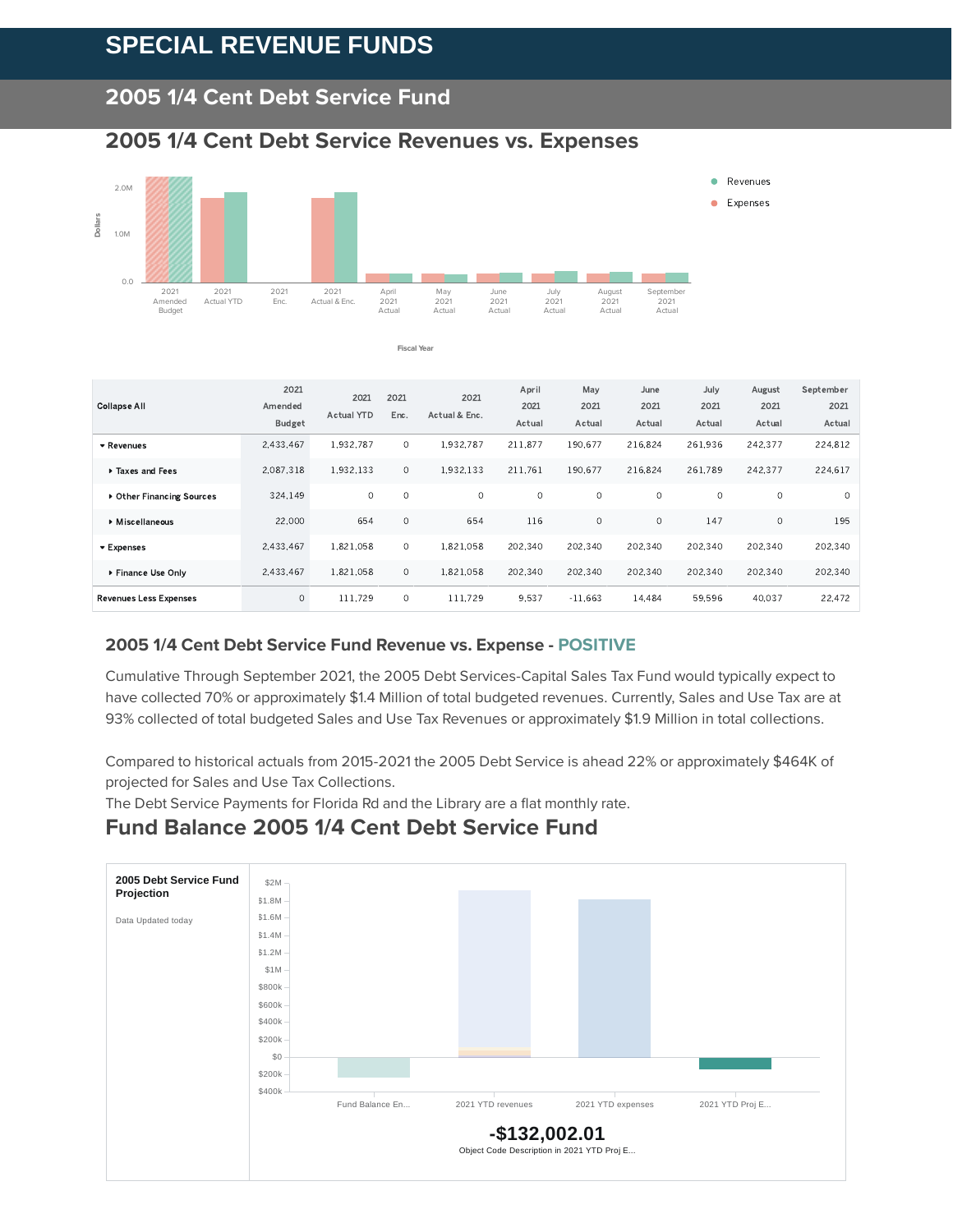# SPECIAL REVENUE FUNDS

## 2005 1/4 Cent Debt Service Fund

### 2005 1/4 Cent Debt Service Revenues vs. Expenses

| Collapse All | 2021 Amended Budget | 2021 Actual YTD | 2021 Enc. | 2021 Actual & Enc. | April 2021 Actual | May 2021 Actual | June 2021 Actual | July 2021 Actual | August 2021 Actual | September 2021 Actual |
|---|---|---|---|---|---|---|---|---|---|---|
| ▾ Revenues | 2,433,467 | 1,932,787 | 0 | 1,932,787 | 211,877 | 190,677 | 216,824 | 261,936 | 242,377 | 224,812 |
| ▸ Taxes and Fees | 2,087,318 | 1,932,133 | 0 | 1,932,133 | 211,761 | 190,677 | 216,824 | 261,789 | 242,377 | 224,617 |
| ▸ Other Financing Sources | 324,149 | 0 | 0 | 0 | 0 | 0 | 0 | 0 | 0 | 0 |
| ▸ Miscellaneous | 22,000 | 654 | 0 | 654 | 116 | 0 | 0 | 147 | 0 | 195 |
| ▾ Expenses | 2,433,467 | 1,821,058 | 0 | 1,821,058 | 202,340 | 202,340 | 202,340 | 202,340 | 202,340 | 202,340 |
| ▸ Finance Use Only | 2,433,467 | 1,821,058 | 0 | 1,821,058 | 202,340 | 202,340 | 202,340 | 202,340 | 202,340 | 202,340 |
| Revenues Less Expenses | 0 | 111,729 | 0 | 111,729 | 9,537 | -11,663 | 14,484 | 59,596 | 40,037 | 22,472 |

### 2005 1/4 Cent Debt Service Fund Revenue vs. Expense - POSITIVE

Cumulative Through September 2021, the 2005 Debt Services-Capital Sales Tax Fund would typically expect to have collected 70% or approximately $1.4 Million of total budgeted revenues. Currently, Sales and Use Tax are at 93% collected of total budgeted Sales and Use Tax Revenues or approximately $1.9 Million in total collections.

Compared to historical actuals from 2015-2021 the 2005 Debt Service is ahead 22% or approximately $464K of projected for Sales and Use Tax Collections.
The Debt Service Payments for Florida Rd and the Library are a flat monthly rate.

## Fund Balance 2005 1/4 Cent Debt Service Fund

**2005 Debt Service Fund Projection**

Data Updated today

**-$132,002.01**

Object Code Description in 2021 YTD Proj E...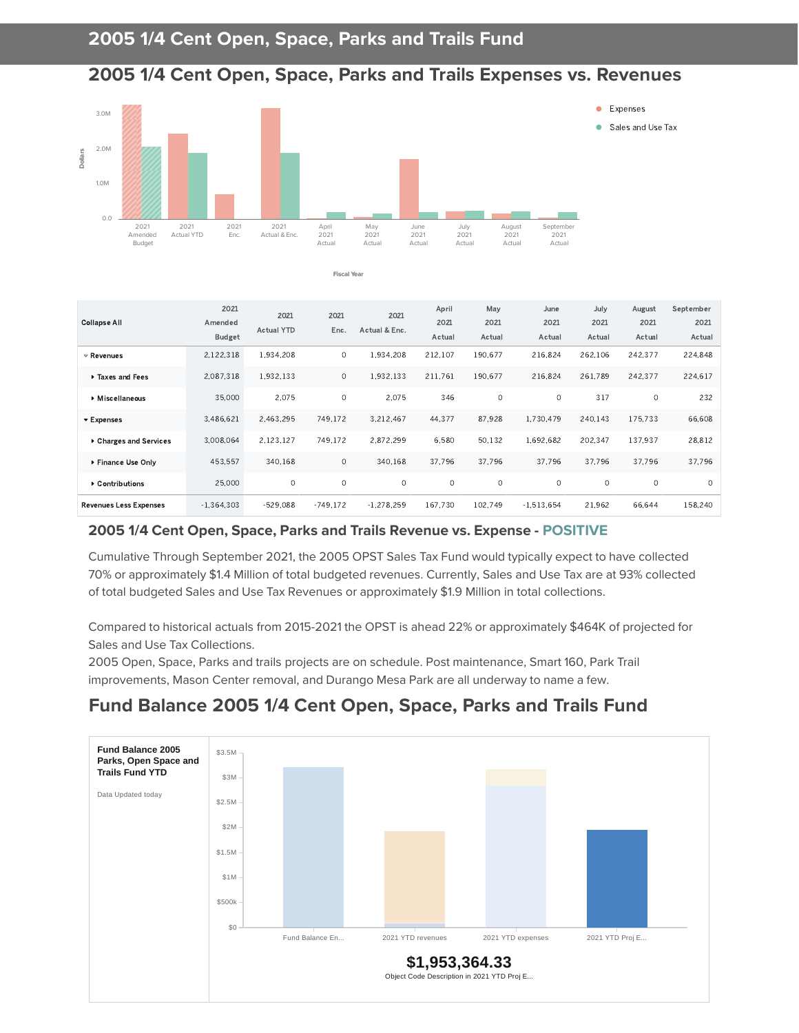# 2005 1/4 Cent Open, Space, Parks and Trails Fund

## 2005 1/4 Cent Open, Space, Parks and Trails Expenses vs. Revenues

| Collapse All | 2021 Amended Budget | 2021 Actual YTD | 2021 Enc. | 2021 Actual & Enc. | April 2021 Actual | May 2021 Actual | June 2021 Actual | July 2021 Actual | August 2021 Actual | September 2021 Actual |
|---|---|---|---|---|---|---|---|---|---|---|
| Revenues | 2,122,318 | 1,934,208 | 0 | 1,934,208 | 212,107 | 190,677 | 216,824 | 262,106 | 242,377 | 224,848 |
| Taxes and Fees | 2,087,318 | 1,932,133 | 0 | 1,932,133 | 211,761 | 190,677 | 216,824 | 261,789 | 242,377 | 224,617 |
| Miscellaneous | 35,000 | 2,075 | 0 | 2,075 | 346 | 0 | 0 | 317 | 0 | 232 |
| Expenses | 3,486,621 | 2,463,295 | 749,172 | 3,212,467 | 44,377 | 87,928 | 1,730,479 | 240,143 | 175,733 | 66,608 |
| Charges and Services | 3,008,064 | 2,123,127 | 749,172 | 2,872,299 | 6,580 | 50,132 | 1,692,682 | 202,347 | 137,937 | 28,812 |
| Finance Use Only | 453,557 | 340,168 | 0 | 340,168 | 37,796 | 37,796 | 37,796 | 37,796 | 37,796 | 37,796 |
| Contributions | 25,000 | 0 | 0 | 0 | 0 | 0 | 0 | 0 | 0 | 0 |
| Revenues Less Expenses | -1,364,303 | -529,088 | -749,172 | -1,278,259 | 167,730 | 102,749 | -1,513,654 | 21,962 | 66,644 | 158,240 |

### 2005 1/4 Cent Open, Space, Parks and Trails Revenue vs. Expense - POSITIVE

Cumulative Through September 2021, the 2005 OPST Sales Tax Fund would typically expect to have collected 70% or approximately $1.4 Million of total budgeted revenues. Currently, Sales and Use Tax are at 93% collected of total budgeted Sales and Use Tax Revenues or approximately $1.9 Million in total collections.

Compared to historical actuals from 2015-2021 the OPST is ahead 22% or approximately $464K of projected for Sales and Use Tax Collections.

2005 Open, Space, Parks and trails projects are on schedule. Post maintenance, Smart 160, Park Trail improvements, Mason Center removal, and Durango Mesa Park are all underway to name a few.

## Fund Balance 2005 1/4 Cent Open, Space, Parks and Trails Fund

**Fund Balance 2005 Parks, Open Space and Trails Fund YTD**

Data Updated today

**$1,953,364.33**

Object Code Description in 2021 YTD Proj E...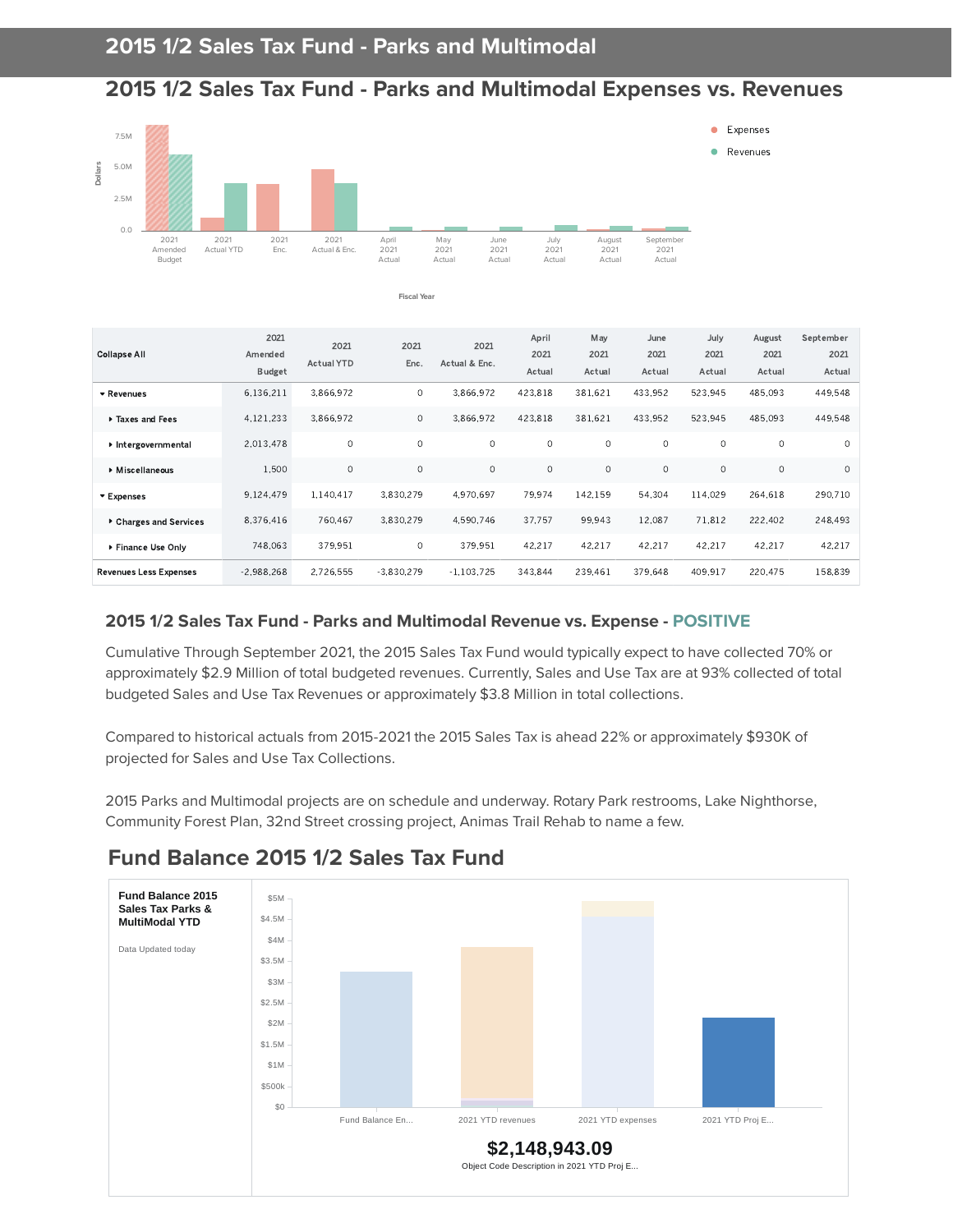# 2015 1/2 Sales Tax Fund - Parks and Multimodal

## 2015 1/2 Sales Tax Fund - Parks and Multimodal Expenses vs. Revenues

| Collapse All | 2021 Amended Budget | 2021 Actual YTD | 2021 Enc. | 2021 Actual & Enc. | April 2021 Actual | May 2021 Actual | June 2021 Actual | July 2021 Actual | August 2021 Actual | September 2021 Actual |
|---|---|---|---|---|---|---|---|---|---|---|
| Revenues | 6,136,211 | 3,866,972 | 0 | 3,866,972 | 423,818 | 381,621 | 433,952 | 523,945 | 485,093 | 449,548 |
| Taxes and Fees | 4,121,233 | 3,866,972 | 0 | 3,866,972 | 423,818 | 381,621 | 433,952 | 523,945 | 485,093 | 449,548 |
| Intergovernmental | 2,013,478 | 0 | 0 | 0 | 0 | 0 | 0 | 0 | 0 | 0 |
| Miscellaneous | 1,500 | 0 | 0 | 0 | 0 | 0 | 0 | 0 | 0 | 0 |
| Expenses | 9,124,479 | 1,140,417 | 3,830,279 | 4,970,697 | 79,974 | 142,159 | 54,304 | 114,029 | 264,618 | 290,710 |
| Charges and Services | 8,376,416 | 760,467 | 3,830,279 | 4,590,746 | 37,757 | 99,943 | 12,087 | 71,812 | 222,402 | 248,493 |
| Finance Use Only | 748,063 | 379,951 | 0 | 379,951 | 42,217 | 42,217 | 42,217 | 42,217 | 42,217 | 42,217 |
| Revenues Less Expenses | -2,988,268 | 2,726,555 | -3,830,279 | -1,103,725 | 343,844 | 239,461 | 379,648 | 409,917 | 220,475 | 158,839 |

### 2015 1/2 Sales Tax Fund - Parks and Multimodal Revenue vs. Expense - POSITIVE

Cumulative Through September 2021, the 2015 Sales Tax Fund would typically expect to have collected 70% or approximately $2.9 Million of total budgeted revenues. Currently, Sales and Use Tax are at 93% collected of total budgeted Sales and Use Tax Revenues or approximately $3.8 Million in total collections.

Compared to historical actuals from 2015-2021 the 2015 Sales Tax is ahead 22% or approximately $930K of projected for Sales and Use Tax Collections.

2015 Parks and Multimodal projects are on schedule and underway. Rotary Park restrooms, Lake Nighthorse, Community Forest Plan, 32nd Street crossing project, Animas Trail Rehab to name a few.

## Fund Balance 2015 1/2 Sales Tax Fund

**Fund Balance 2015 Sales Tax Parks & MultiModal YTD**

Data Updated today

**$2,148,943.09**

Object Code Description in 2021 YTD Proj E...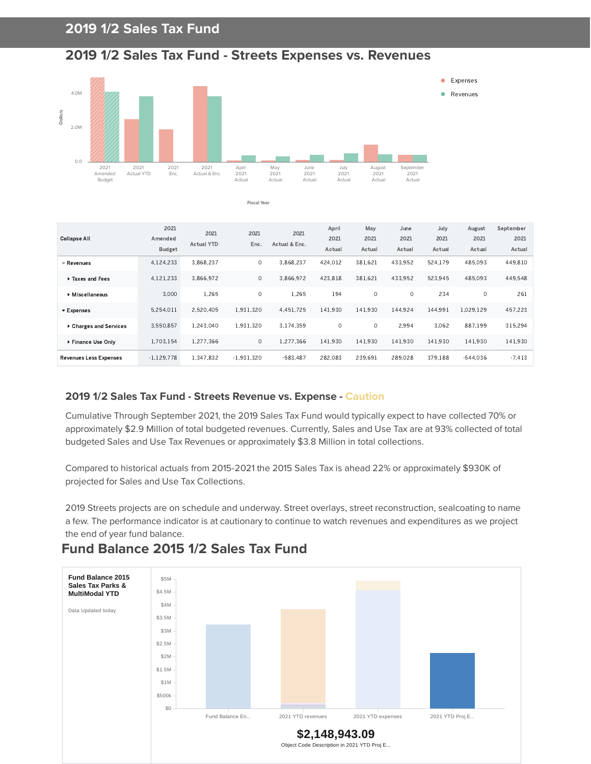# 2019 1/2 Sales Tax Fund

## 2019 1/2 Sales Tax Fund - Streets Expenses vs. Revenues

| Collapse All | 2021 Amended Budget | 2021 Actual YTD | 2021 Enc. | 2021 Actual & Enc. | April 2021 Actual | May 2021 Actual | June 2021 Actual | July 2021 Actual | August 2021 Actual | September 2021 Actual |
|---|---|---|---|---|---|---|---|---|---|---|
| Revenues | 4,124,233 | 3,868,237 | 0 | 3,868,237 | 424,012 | 381,621 | 433,952 | 524,179 | 485,093 | 449,810 |
| Taxes and Fees | 4,121,233 | 3,866,972 | 0 | 3,866,972 | 423,818 | 381,621 | 433,952 | 523,945 | 485,093 | 449,548 |
| Miscellaneous | 3,000 | 1,265 | 0 | 1,265 | 194 | 0 | 0 | 234 | 0 | 261 |
| Expenses | 5,254,011 | 2,520,405 | 1,931,320 | 4,451,725 | 141,930 | 141,930 | 144,924 | 144,991 | 1,029,129 | 457,223 |
| Charges and Services | 3,550,857 | 1,243,040 | 1,931,320 | 3,174,359 | 0 | 0 | 2,994 | 3,062 | 887,199 | 315,294 |
| Finance Use Only | 1,703,154 | 1,277,366 | 0 | 1,277,366 | 141,930 | 141,930 | 141,930 | 141,930 | 141,930 | 141,930 |
| Revenues Less Expenses | -1,129,778 | 1,347,832 | -1,931,320 | -583,487 | 282,083 | 239,691 | 289,028 | 379,188 | -544,036 | -7,413 |

### 2019 1/2 Sales Tax Fund - Streets Revenue vs. Expense - Caution

Cumulative Through September 2021, the 2019 Sales Tax Fund would typically expect to have collected 70% or approximately $2.9 Million of total budgeted revenues. Currently, Sales and Use Tax are at 93% collected of total budgeted Sales and Use Tax Revenues or approximately $3.8 Million in total collections.

Compared to historical actuals from 2015-2021 the 2015 Sales Tax is ahead 22% or approximately $930K of projected for Sales and Use Tax Collections.

2019 Streets projects are on schedule and underway. Street overlays, street reconstruction, sealcoating to name a few. The performance indicator is at cautionary to continue to watch revenues and expenditures as we project the end of year fund balance.

## Fund Balance 2015 1/2 Sales Tax Fund

**Fund Balance 2015 Sales Tax Parks & MultiModal YTD**

Data Updated today

**$2,148,943.09**

Object Code Description in 2021 YTD Proj E...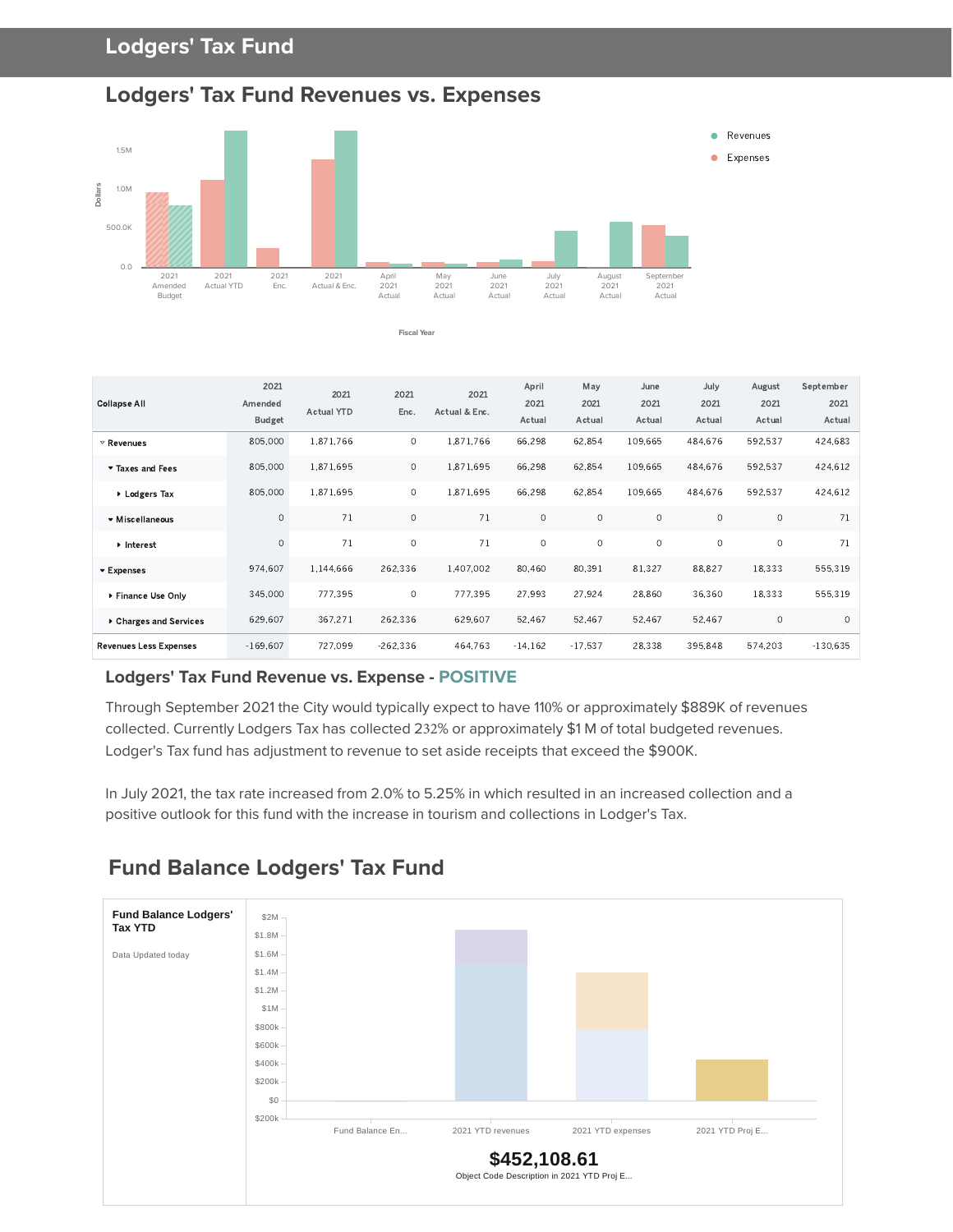# Lodgers' Tax Fund

## Lodgers' Tax Fund Revenues vs. Expenses

| Collapse All | 2021 Amended Budget | 2021 Actual YTD | 2021 Enc. | 2021 Actual & Enc. | April 2021 Actual | May 2021 Actual | June 2021 Actual | July 2021 Actual | August 2021 Actual | September 2021 Actual |
|---|---|---|---|---|---|---|---|---|---|---|
| Revenues | 805,000 | 1,871,766 | 0 | 1,871,766 | 66,298 | 62,854 | 109,665 | 484,676 | 592,537 | 424,683 |
| Taxes and Fees | 805,000 | 1,871,695 | 0 | 1,871,695 | 66,298 | 62,854 | 109,665 | 484,676 | 592,537 | 424,612 |
| Lodgers Tax | 805,000 | 1,871,695 | 0 | 1,871,695 | 66,298 | 62,854 | 109,665 | 484,676 | 592,537 | 424,612 |
| Miscellaneous | 0 | 71 | 0 | 71 | 0 | 0 | 0 | 0 | 0 | 71 |
| Interest | 0 | 71 | 0 | 71 | 0 | 0 | 0 | 0 | 0 | 71 |
| Expenses | 974,607 | 1,144,666 | 262,336 | 1,407,002 | 80,460 | 80,391 | 81,327 | 88,827 | 18,333 | 555,319 |
| Finance Use Only | 345,000 | 777,395 | 0 | 777,395 | 27,993 | 27,924 | 28,860 | 36,360 | 18,333 | 555,319 |
| Charges and Services | 629,607 | 367,271 | 262,336 | 629,607 | 52,467 | 52,467 | 52,467 | 52,467 | 0 | 0 |
| Revenues Less Expenses | -169,607 | 727,099 | -262,336 | 464,763 | -14,162 | -17,537 | 28,338 | 395,848 | 574,203 | -130,635 |

### Lodgers' Tax Fund Revenue vs. Expense - POSITIVE

Through September 2021 the City would typically expect to have 110% or approximately $889K of revenues collected. Currently Lodgers Tax has collected 232% or approximately $1 M of total budgeted revenues. Lodger's Tax fund has adjustment to revenue to set aside receipts that exceed the $900K.

In July 2021, the tax rate increased from 2.0% to 5.25% in which resulted in an increased collection and a positive outlook for this fund with the increase in tourism and collections in Lodger's Tax.

## Fund Balance Lodgers' Tax Fund

**Fund Balance Lodgers' Tax YTD**

Data Updated today

**$452,108.61**

Object Code Description in 2021 YTD Proj E...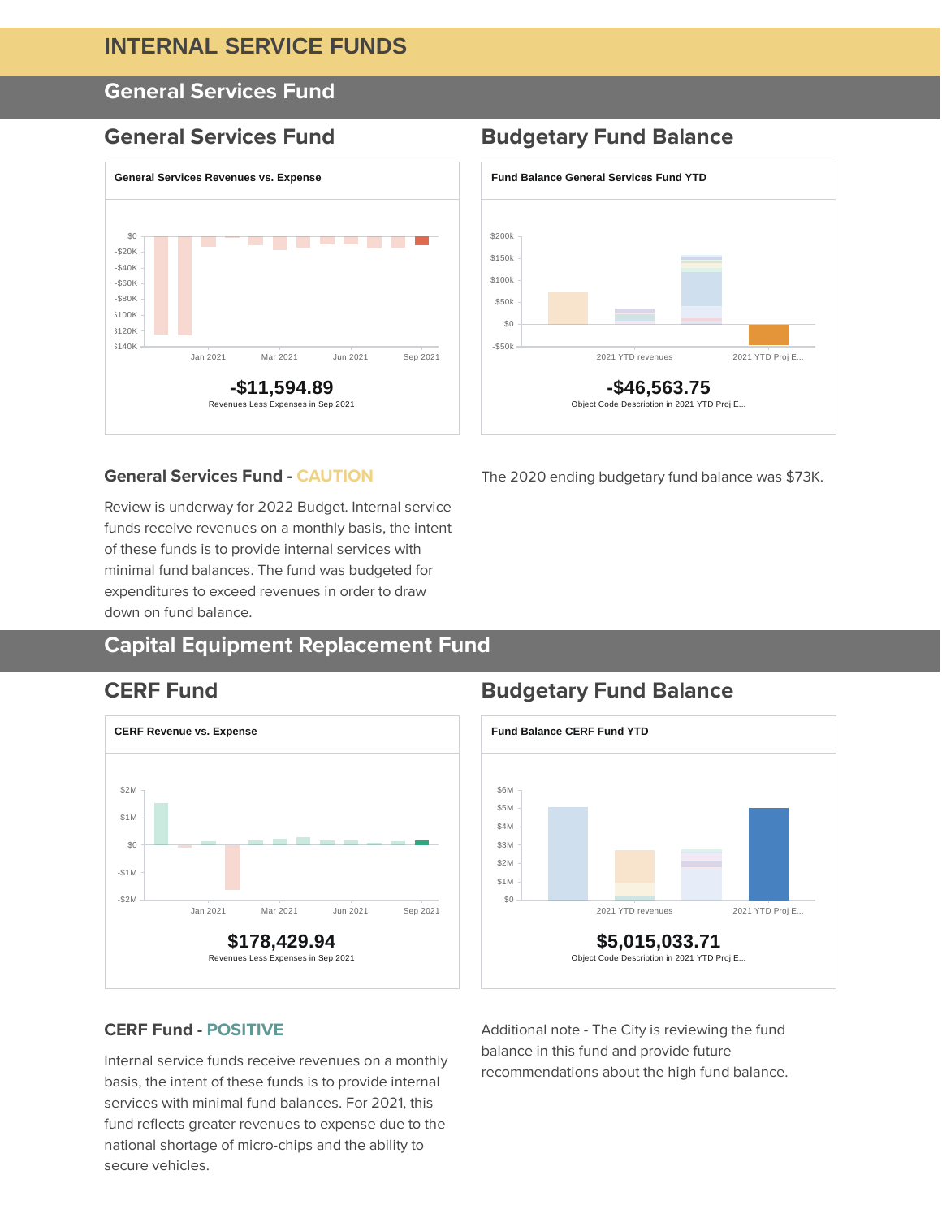# INTERNAL SERVICE FUNDS

## General Services Fund

### General Services Fund

**General Services Revenues vs. Expense**

**-$11,594.89**
Revenues Less Expenses in Sep 2021

### Budgetary Fund Balance

**Fund Balance General Services Fund YTD**

**-$46,563.75**
Object Code Description in 2021 YTD Proj E...

### General Services Fund - CAUTION

Review is underway for 2022 Budget. Internal service funds receive revenues on a monthly basis, the intent of these funds is to provide internal services with minimal fund balances. The fund was budgeted for expenditures to exceed revenues in order to draw down on fund balance.

The 2020 ending budgetary fund balance was $73K.

## Capital Equipment Replacement Fund

### CERF Fund

**CERF Revenue vs. Expense**

**$178,429.94**
Revenues Less Expenses in Sep 2021

### Budgetary Fund Balance

**Fund Balance CERF Fund YTD**

**$5,015,033.71**
Object Code Description in 2021 YTD Proj E...

### CERF Fund - POSITIVE

Internal service funds receive revenues on a monthly basis, the intent of these funds is to provide internal services with minimal fund balances. For 2021, this fund reflects greater revenues to expense due to the national shortage of micro-chips and the ability to secure vehicles.

Additional note - The City is reviewing the fund balance in this fund and provide future recommendations about the high fund balance.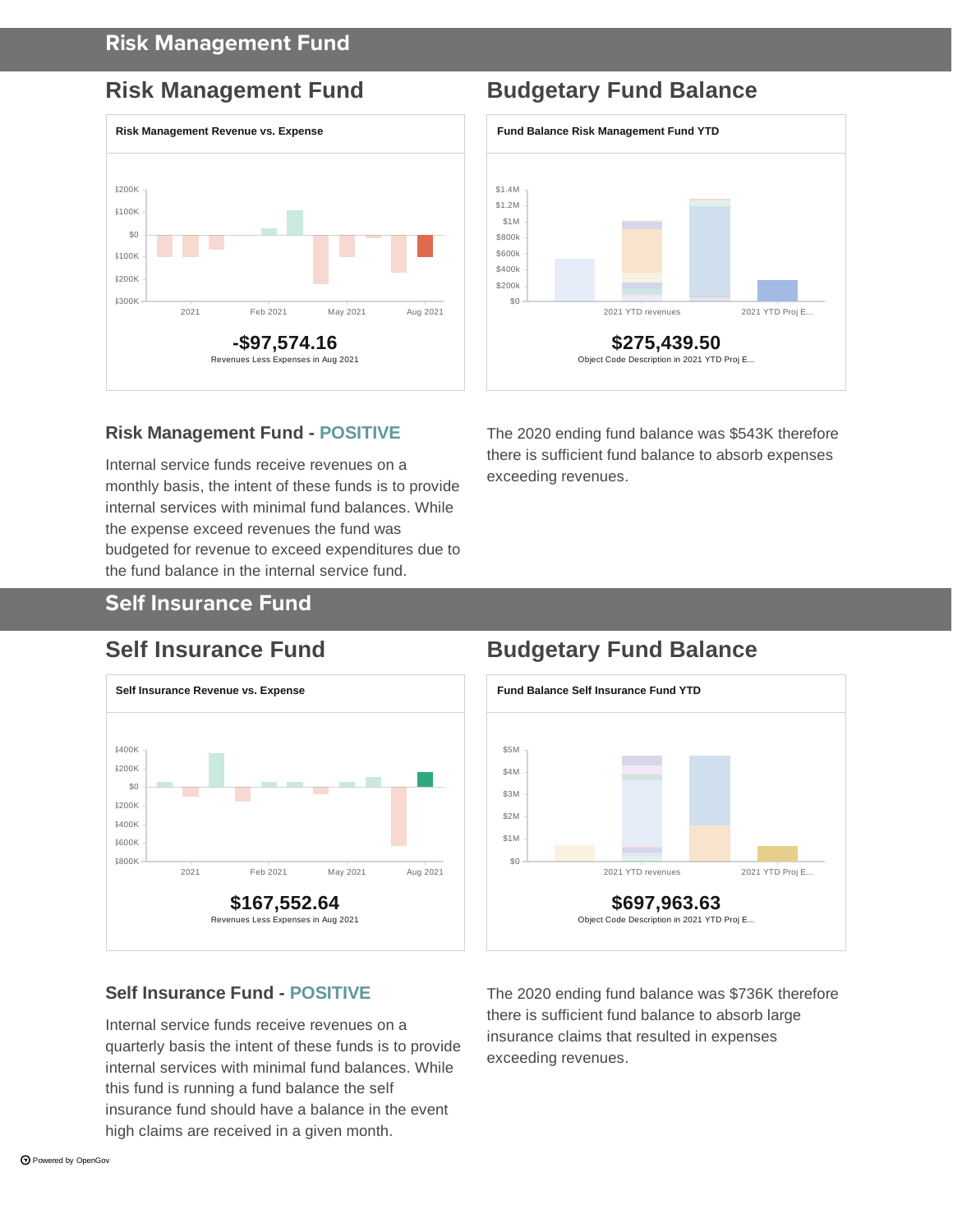# Risk Management Fund

## Risk Management Fund

**Risk Management Revenue vs. Expense**

**-$97,574.16**
Revenues Less Expenses in Aug 2021

## Budgetary Fund Balance

**Fund Balance Risk Management Fund YTD**

**$275,439.50**
Object Code Description in 2021 YTD Proj E...

### Risk Management Fund - POSITIVE

Internal service funds receive revenues on a monthly basis, the intent of these funds is to provide internal services with minimal fund balances. While the expense exceed revenues the fund was budgeted for revenue to exceed expenditures due to the fund balance in the internal service fund.

The 2020 ending fund balance was $543K therefore there is sufficient fund balance to absorb expenses exceeding revenues.

# Self Insurance Fund

## Self Insurance Fund

**Self Insurance Revenue vs. Expense**

**$167,552.64**
Revenues Less Expenses in Aug 2021

## Budgetary Fund Balance

**Fund Balance Self Insurance Fund YTD**

**$697,963.63**
Object Code Description in 2021 YTD Proj E...

### Self Insurance Fund - POSITIVE

Internal service funds receive revenues on a quarterly basis the intent of these funds is to provide internal services with minimal fund balances. While this fund is running a fund balance the self insurance fund should have a balance in the event high claims are received in a given month.

The 2020 ending fund balance was $736K therefore there is sufficient fund balance to absorb large insurance claims that resulted in expenses exceeding revenues.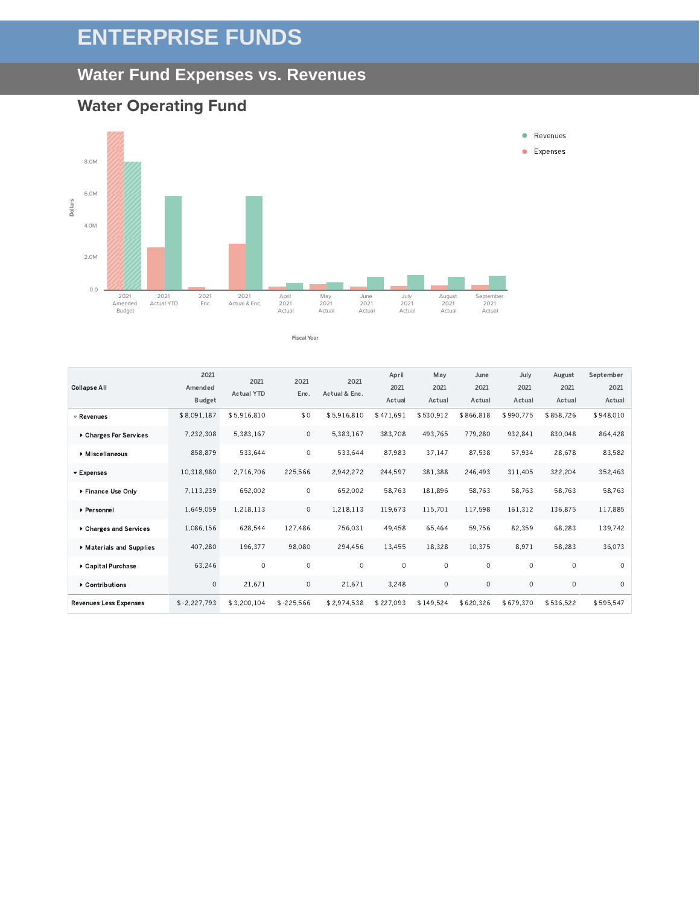# ENTERPRISE FUNDS

## Water Fund Expenses vs. Revenues

### Water Operating Fund

| Collapse All | 2021 Amended Budget | 2021 Actual YTD | 2021 Enc. | 2021 Actual & Enc. | April 2021 Actual | May 2021 Actual | June 2021 Actual | July 2021 Actual | August 2021 Actual | September 2021 Actual |
|---|---|---|---|---|---|---|---|---|---|---|
| Revenues | $ 8,091,187 | $ 5,916,810 | $ 0 | $ 5,916,810 | $ 471,691 | $ 530,912 | $ 866,818 | $ 990,775 | $ 858,726 | $ 948,010 |
| Charges For Services | 7,232,308 | 5,383,167 | 0 | 5,383,167 | 383,708 | 493,765 | 779,280 | 932,841 | 830,048 | 864,428 |
| Miscellaneous | 858,879 | 533,644 | 0 | 533,644 | 87,983 | 37,147 | 87,538 | 57,934 | 28,678 | 83,582 |
| Expenses | 10,318,980 | 2,716,706 | 225,566 | 2,942,272 | 244,597 | 381,388 | 246,493 | 311,405 | 322,204 | 352,463 |
| Finance Use Only | 7,113,239 | 652,002 | 0 | 652,002 | 58,763 | 181,896 | 58,763 | 58,763 | 58,763 | 58,763 |
| Personnel | 1,649,059 | 1,218,113 | 0 | 1,218,113 | 119,673 | 115,701 | 117,598 | 161,312 | 136,875 | 117,885 |
| Charges and Services | 1,086,156 | 628,544 | 127,486 | 756,031 | 49,458 | 65,464 | 59,756 | 82,359 | 68,283 | 139,742 |
| Materials and Supplies | 407,280 | 196,377 | 98,080 | 294,456 | 13,455 | 18,328 | 10,375 | 8,971 | 58,283 | 36,073 |
| Capital Purchase | 63,246 | 0 | 0 | 0 | 0 | 0 | 0 | 0 | 0 | 0 |
| Contributions | 0 | 21,671 | 0 | 21,671 | 3,248 | 0 | 0 | 0 | 0 | 0 |
| Revenues Less Expenses | $ -2,227,793 | $ 3,200,104 | $ -225,566 | $ 2,974,538 | $ 227,093 | $ 149,524 | $ 620,326 | $ 679,370 | $ 536,522 | $ 595,547 |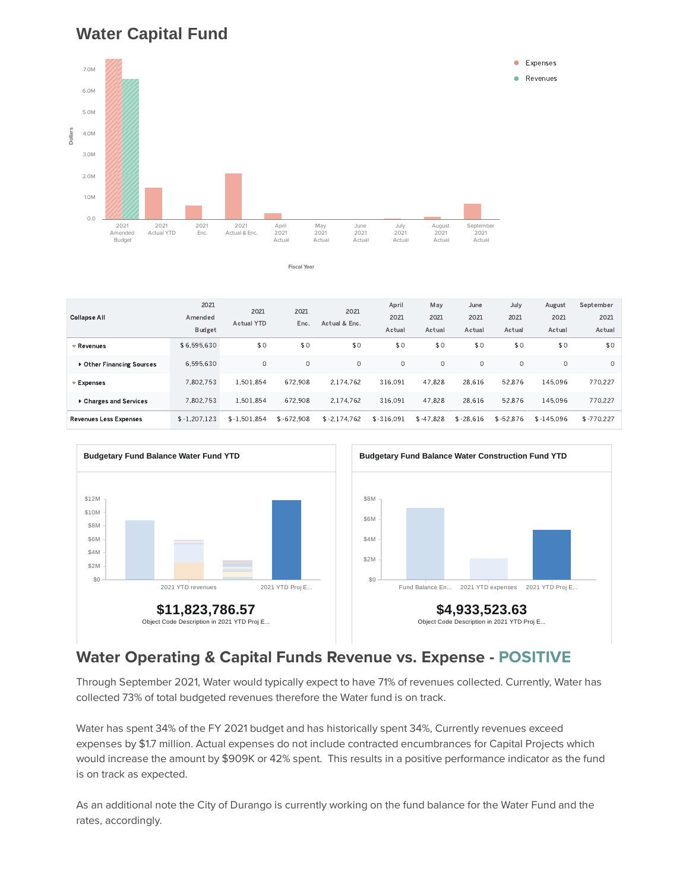## Water Capital Fund

| Collapse All | 2021 Amended Budget | 2021 Actual YTD | 2021 Enc. | 2021 Actual & Enc. | April 2021 Actual | May 2021 Actual | June 2021 Actual | July 2021 Actual | August 2021 Actual | September 2021 Actual |
|---|---|---|---|---|---|---|---|---|---|---|
| ▿ Revenues | $ 6,595,630 | $ 0 | $ 0 | $ 0 | $ 0 | $ 0 | $ 0 | $ 0 | $ 0 | $ 0 |
| ▸ Other Financing Sources | 6,595,630 | 0 | 0 | 0 | 0 | 0 | 0 | 0 | 0 | 0 |
| ▿ Expenses | 7,802,753 | 1,501,854 | 672,908 | 2,174,762 | 316,091 | 47,828 | 28,616 | 52,876 | 145,096 | 770,227 |
| ▸ Charges and Services | 7,802,753 | 1,501,854 | 672,908 | 2,174,762 | 316,091 | 47,828 | 28,616 | 52,876 | 145,096 | 770,227 |
| Revenues Less Expenses | $ -1,207,123 | $ -1,501,854 | $ -672,908 | $ -2,174,762 | $ -316,091 | $ -47,828 | $ -28,616 | $ -52,876 | $ -145,096 | $ -770,227 |

**Budgetary Fund Balance Water Fund YTD**

**$11,823,786.57**

Object Code Description in 2021 YTD Proj E...

**Budgetary Fund Balance Water Construction Fund YTD**

**$4,933,523.63**

Object Code Description in 2021 YTD Proj E...

## Water Operating & Capital Funds Revenue vs. Expense - POSITIVE

Through September 2021, Water would typically expect to have 71% of revenues collected. Currently, Water has collected 73% of total budgeted revenues therefore the Water fund is on track.

Water has spent 34% of the FY 2021 budget and has historically spent 34%, Currently revenues exceed expenses by $1.7 million. Actual expenses do not include contracted encumbrances for Capital Projects which would increase the amount by $909K or 42% spent. This results in a positive performance indicator as the fund is on track as expected.

As an additional note the City of Durango is currently working on the fund balance for the Water Fund and the rates, accordingly.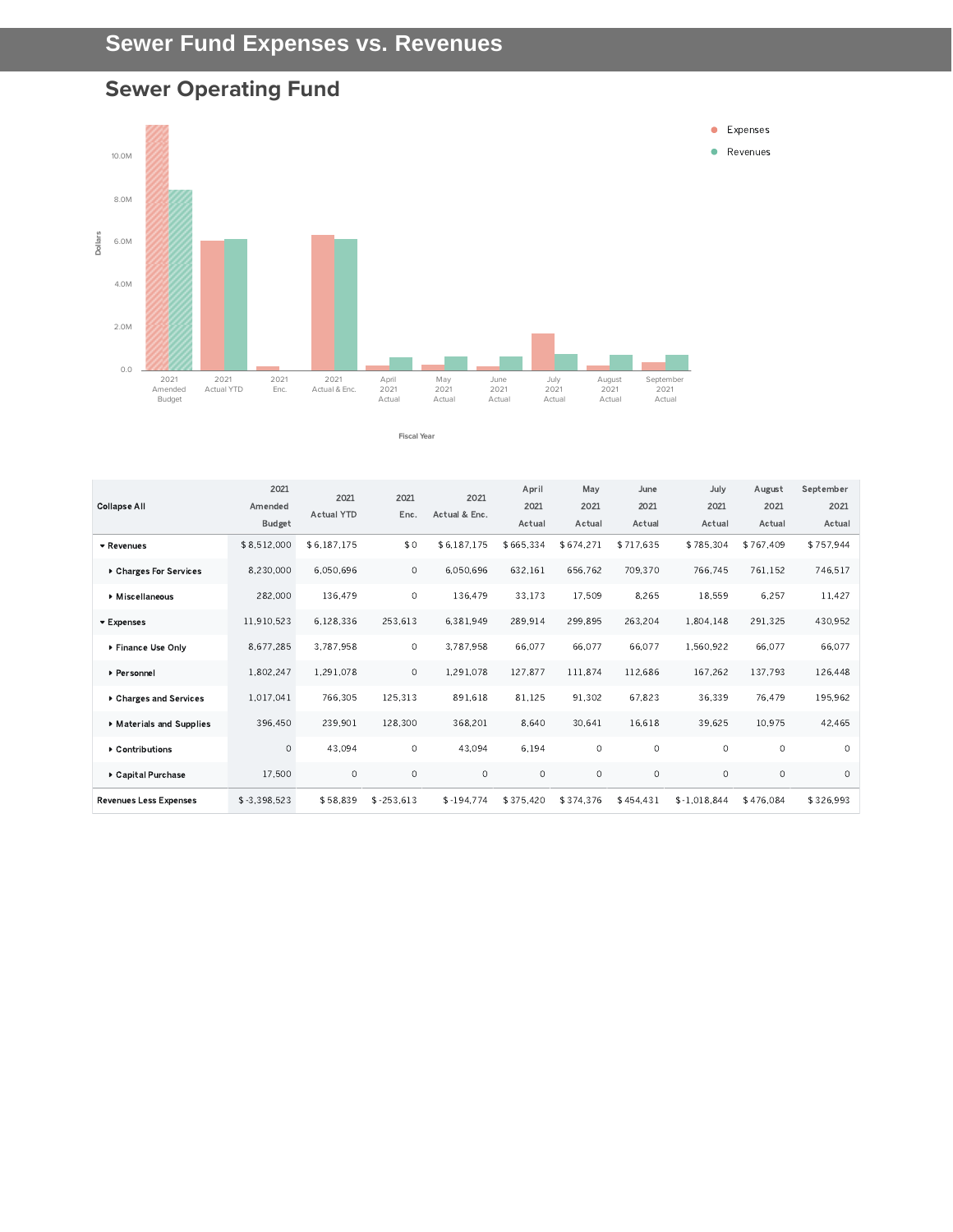# Sewer Fund Expenses vs. Revenues

## Sewer Operating Fund

| Collapse All | 2021 Amended Budget | 2021 Actual YTD | 2021 Enc. | 2021 Actual & Enc. | April 2021 Actual | May 2021 Actual | June 2021 Actual | July 2021 Actual | August 2021 Actual | September 2021 Actual |
|---|---|---|---|---|---|---|---|---|---|---|
| ▾ Revenues | $ 8,512,000 | $ 6,187,175 | $ 0 | $ 6,187,175 | $ 665,334 | $ 674,271 | $ 717,635 | $ 785,304 | $ 767,409 | $ 757,944 |
| ▸ Charges For Services | 8,230,000 | 6,050,696 | 0 | 6,050,696 | 632,161 | 656,762 | 709,370 | 766,745 | 761,152 | 746,517 |
| ▸ Miscellaneous | 282,000 | 136,479 | 0 | 136,479 | 33,173 | 17,509 | 8,265 | 18,559 | 6,257 | 11,427 |
| ▾ Expenses | 11,910,523 | 6,128,336 | 253,613 | 6,381,949 | 289,914 | 299,895 | 263,204 | 1,804,148 | 291,325 | 430,952 |
| ▸ Finance Use Only | 8,677,285 | 3,787,958 | 0 | 3,787,958 | 66,077 | 66,077 | 66,077 | 1,560,922 | 66,077 | 66,077 |
| ▸ Personnel | 1,802,247 | 1,291,078 | 0 | 1,291,078 | 127,877 | 111,874 | 112,686 | 167,262 | 137,793 | 126,448 |
| ▸ Charges and Services | 1,017,041 | 766,305 | 125,313 | 891,618 | 81,125 | 91,302 | 67,823 | 36,339 | 76,479 | 195,962 |
| ▸ Materials and Supplies | 396,450 | 239,901 | 128,300 | 368,201 | 8,640 | 30,641 | 16,618 | 39,625 | 10,975 | 42,465 |
| ▸ Contributions | 0 | 43,094 | 0 | 43,094 | 6,194 | 0 | 0 | 0 | 0 | 0 |
| ▸ Capital Purchase | 17,500 | 0 | 0 | 0 | 0 | 0 | 0 | 0 | 0 | 0 |
| Revenues Less Expenses | $ -3,398,523 | $ 58,839 | $ -253,613 | $ -194,774 | $ 375,420 | $ 374,376 | $ 454,431 | $ -1,018,844 | $ 476,084 | $ 326,993 |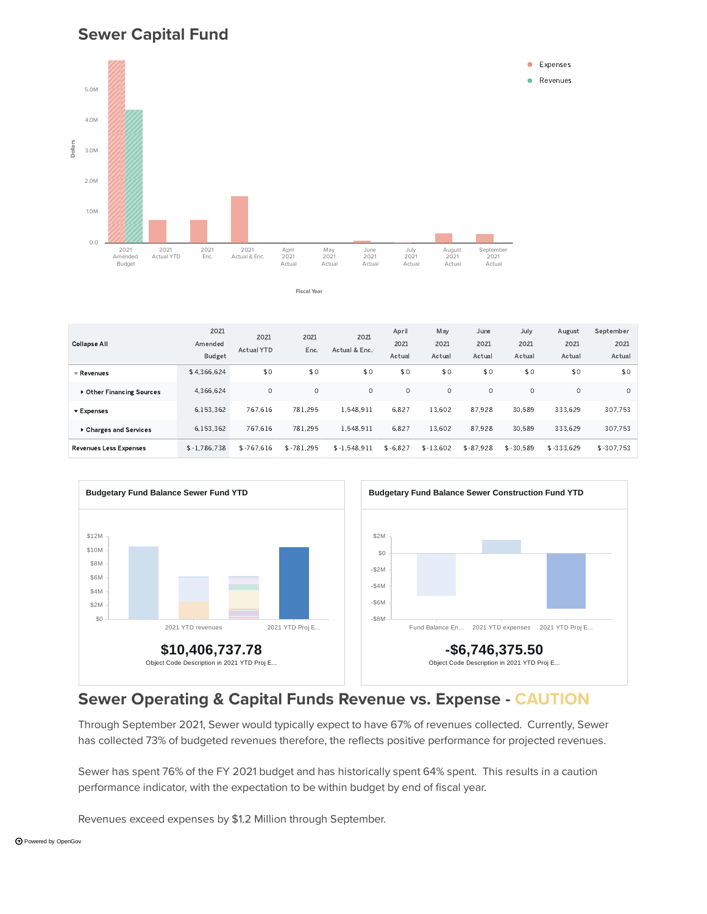## Sewer Capital Fund

| Collapse All | 2021 Amended Budget | 2021 Actual YTD | 2021 Enc. | 2021 Actual & Enc. | April 2021 Actual | May 2021 Actual | June 2021 Actual | July 2021 Actual | August 2021 Actual | September 2021 Actual |
|---|---|---|---|---|---|---|---|---|---|---|
| ▿ Revenues | $ 4,366,624 | $ 0 | $ 0 | $ 0 | $ 0 | $ 0 | $ 0 | $ 0 | $ 0 | $ 0 |
| ▸ Other Financing Sources | 4,366,624 | 0 | 0 | 0 | 0 | 0 | 0 | 0 | 0 | 0 |
| ▾ Expenses | 6,153,362 | 767,616 | 781,295 | 1,548,911 | 6,827 | 13,602 | 87,928 | 30,589 | 333,629 | 307,753 |
| ▸ Charges and Services | 6,153,362 | 767,616 | 781,295 | 1,548,911 | 6,827 | 13,602 | 87,928 | 30,589 | 333,629 | 307,753 |
| Revenues Less Expenses | $ -1,786,738 | $ -767,616 | $ -781,295 | $ -1,548,911 | $ -6,827 | $ -13,602 | $ -87,928 | $ -30,589 | $ -333,629 | $ -307,753 |

### Budgetary Fund Balance Sewer Fund YTD

**$10,406,737.78**

Object Code Description in 2021 YTD Proj E...

### Budgetary Fund Balance Sewer Construction Fund YTD

**-$6,746,375.50**

Object Code Description in 2021 YTD Proj E...

## Sewer Operating & Capital Funds Revenue vs. Expense - CAUTION

Through September 2021, Sewer would typically expect to have 67% of revenues collected. Currently, Sewer has collected 73% of budgeted revenues therefore, the reflects positive performance for projected revenues.

Sewer has spent 76% of the FY 2021 budget and has historically spent 64% spent. This results in a caution performance indicator, with the expectation to be within budget by end of fiscal year.

Revenues exceed expenses by $1.2 Million through September.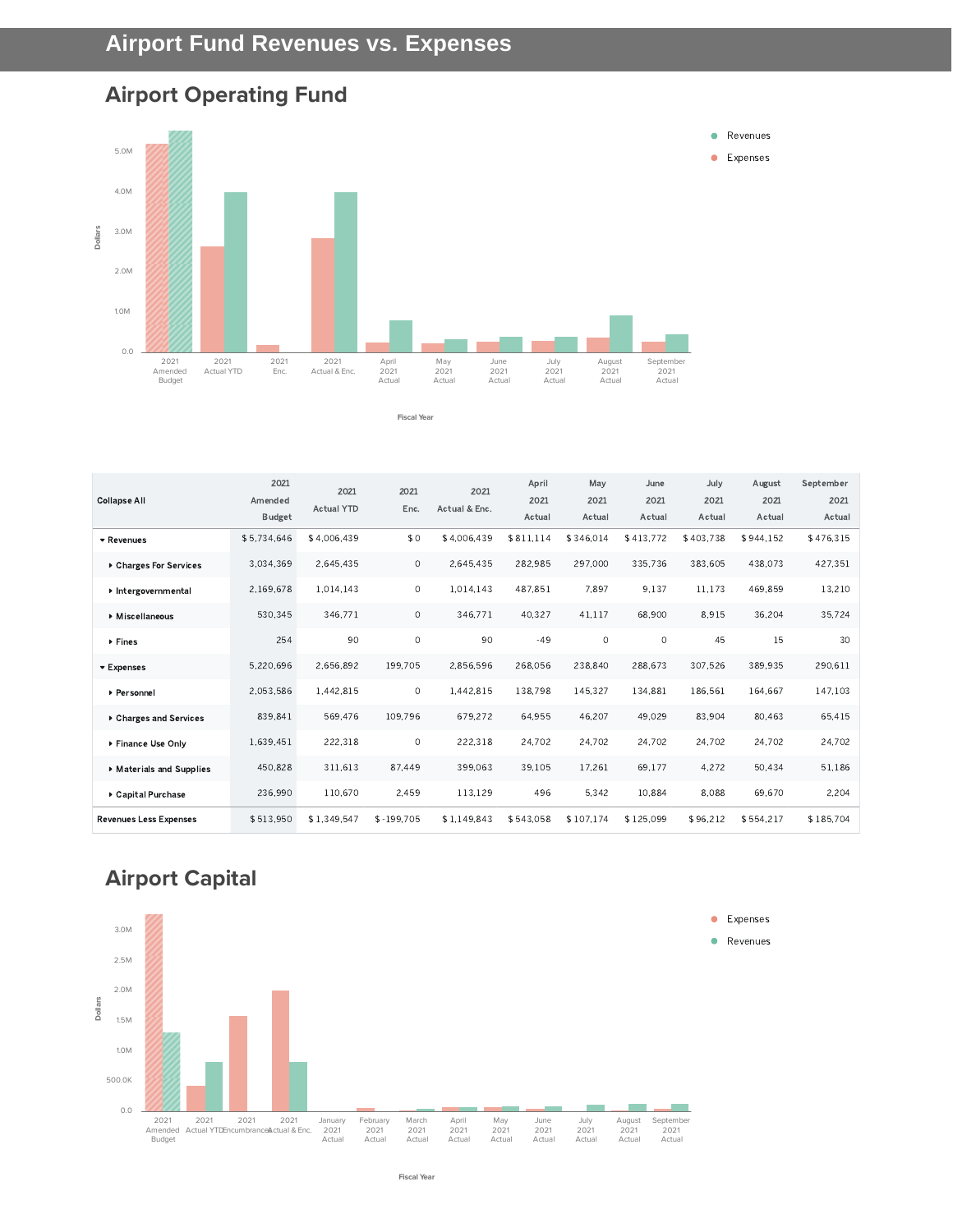# Airport Fund Revenues vs. Expenses

## Airport Operating Fund

| Collapse All | 2021 Amended Budget | 2021 Actual YTD | 2021 Enc. | 2021 Actual & Enc. | April 2021 Actual | May 2021 Actual | June 2021 Actual | July 2021 Actual | August 2021 Actual | September 2021 Actual |
|---|---|---|---|---|---|---|---|---|---|---|
| ▾ Revenues | $ 5,734,646 | $ 4,006,439 | $ 0 | $ 4,006,439 | $ 811,114 | $ 346,014 | $ 413,772 | $ 403,738 | $ 944,152 | $ 476,315 |
| ▸ Charges For Services | 3,034,369 | 2,645,435 | 0 | 2,645,435 | 282,985 | 297,000 | 335,736 | 383,605 | 438,073 | 427,351 |
| ▸ Intergovernmental | 2,169,678 | 1,014,143 | 0 | 1,014,143 | 487,851 | 7,897 | 9,137 | 11,173 | 469,859 | 13,210 |
| ▸ Miscellaneous | 530,345 | 346,771 | 0 | 346,771 | 40,327 | 41,117 | 68,900 | 8,915 | 36,204 | 35,724 |
| ▸ Fines | 254 | 90 | 0 | 90 | -49 | 0 | 0 | 45 | 15 | 30 |
| ▾ Expenses | 5,220,696 | 2,656,892 | 199,705 | 2,856,596 | 268,056 | 238,840 | 288,673 | 307,526 | 389,935 | 290,611 |
| ▸ Personnel | 2,053,586 | 1,442,815 | 0 | 1,442,815 | 138,798 | 145,327 | 134,881 | 186,561 | 164,667 | 147,103 |
| ▸ Charges and Services | 839,841 | 569,476 | 109,796 | 679,272 | 64,955 | 46,207 | 49,029 | 83,904 | 80,463 | 65,415 |
| ▸ Finance Use Only | 1,639,451 | 222,318 | 0 | 222,318 | 24,702 | 24,702 | 24,702 | 24,702 | 24,702 | 24,702 |
| ▸ Materials and Supplies | 450,828 | 311,613 | 87,449 | 399,063 | 39,105 | 17,261 | 69,177 | 4,272 | 50,434 | 51,186 |
| ▸ Capital Purchase | 236,990 | 110,670 | 2,459 | 113,129 | 496 | 5,342 | 10,884 | 8,088 | 69,670 | 2,204 |
| Revenues Less Expenses | $ 513,950 | $ 1,349,547 | $ -199,705 | $ 1,149,843 | $ 543,058 | $ 107,174 | $ 125,099 | $ 96,212 | $ 554,217 | $ 185,704 |

## Airport Capital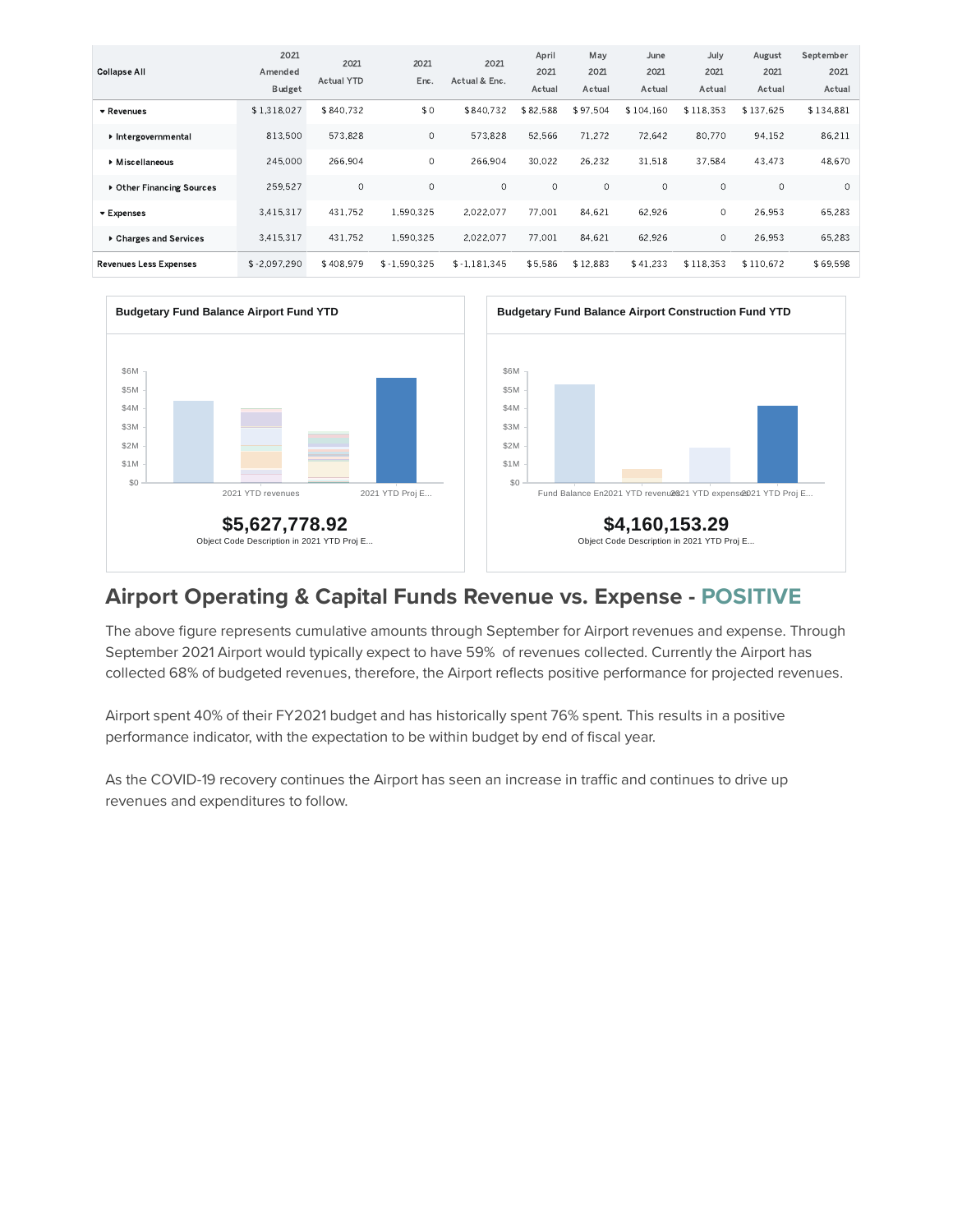| Collapse All | 2021 Amended Budget | 2021 Actual YTD | 2021 Enc. | 2021 Actual & Enc. | April 2021 Actual | May 2021 Actual | June 2021 Actual | July 2021 Actual | August 2021 Actual | September 2021 Actual |
|---|---|---|---|---|---|---|---|---|---|---|
| ▾ Revenues | $ 1,318,027 | $ 840,732 | $ 0 | $ 840,732 | $ 82,588 | $ 97,504 | $ 104,160 | $ 118,353 | $ 137,625 | $ 134,881 |
| ▸ Intergovernmental | 813,500 | 573,828 | 0 | 573,828 | 52,566 | 71,272 | 72,642 | 80,770 | 94,152 | 86,211 |
| ▸ Miscellaneous | 245,000 | 266,904 | 0 | 266,904 | 30,022 | 26,232 | 31,518 | 37,584 | 43,473 | 48,670 |
| ▸ Other Financing Sources | 259,527 | 0 | 0 | 0 | 0 | 0 | 0 | 0 | 0 | 0 |
| ▾ Expenses | 3,415,317 | 431,752 | 1,590,325 | 2,022,077 | 77,001 | 84,621 | 62,926 | 0 | 26,953 | 65,283 |
| ▸ Charges and Services | 3,415,317 | 431,752 | 1,590,325 | 2,022,077 | 77,001 | 84,621 | 62,926 | 0 | 26,953 | 65,283 |
| Revenues Less Expenses | $ -2,097,290 | $ 408,979 | $ -1,590,325 | $ -1,181,345 | $ 5,586 | $ 12,883 | $ 41,233 | $ 118,353 | $ 110,672 | $ 69,598 |

**Budgetary Fund Balance Airport Fund YTD**

$0 – $6M; 2021 YTD revenues; 2021 YTD Proj E...

**$5,627,778.92**

Object Code Description in 2021 YTD Proj E...

**Budgetary Fund Balance Airport Construction Fund YTD**

$0 – $6M; Fund Balance En; 2021 YTD revenues; 2021 YTD expenses; 2021 YTD Proj E...

**$4,160,153.29**

Object Code Description in 2021 YTD Proj E...

## Airport Operating & Capital Funds Revenue vs. Expense - POSITIVE

The above figure represents cumulative amounts through September for Airport revenues and expense. Through September 2021 Airport would typically expect to have 59% of revenues collected. Currently the Airport has collected 68% of budgeted revenues, therefore, the Airport reflects positive performance for projected revenues.

Airport spent 40% of their FY2021 budget and has historically spent 76% spent. This results in a positive performance indicator, with the expectation to be within budget by end of fiscal year.

As the COVID-19 recovery continues the Airport has seen an increase in traffic and continues to drive up revenues and expenditures to follow.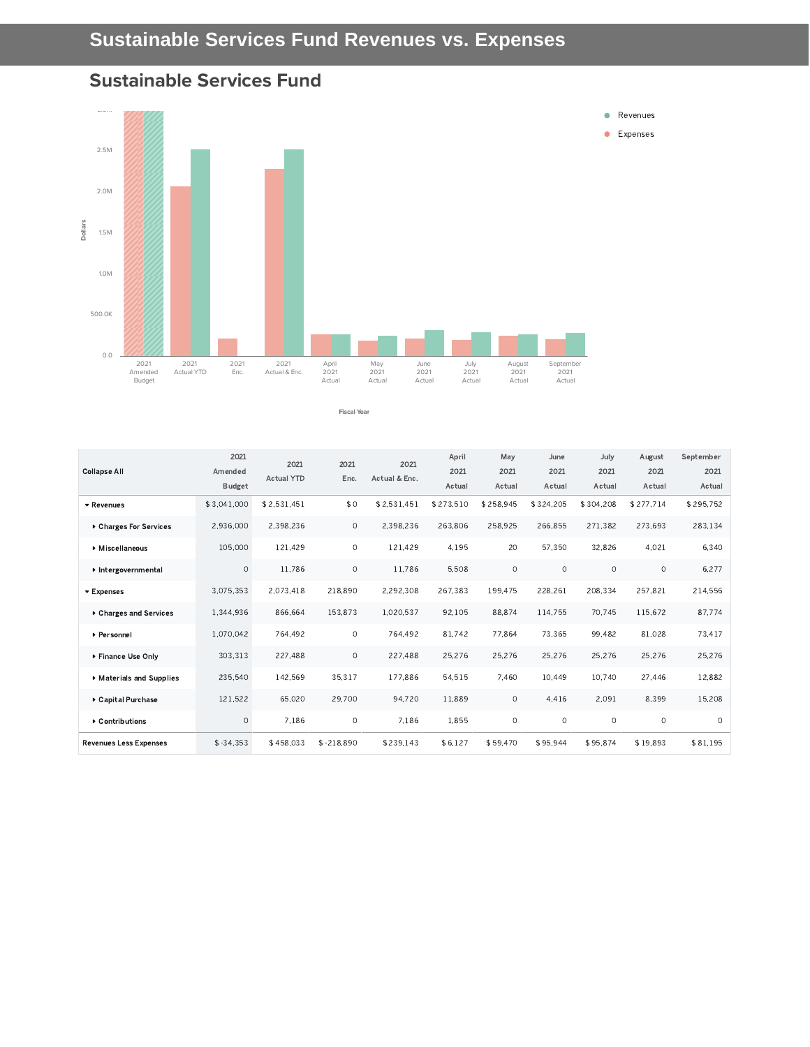# Sustainable Services Fund Revenues vs. Expenses

## Sustainable Services Fund

| Collapse All | 2021 Amended Budget | 2021 Actual YTD | 2021 Enc. | 2021 Actual & Enc. | April 2021 Actual | May 2021 Actual | June 2021 Actual | July 2021 Actual | August 2021 Actual | September 2021 Actual |
|---|---|---|---|---|---|---|---|---|---|---|
| **Revenues** | $ 3,041,000 | $ 2,531,451 | $ 0 | $ 2,531,451 | $ 273,510 | $ 258,945 | $ 324,205 | $ 304,208 | $ 277,714 | $ 295,752 |
| **Charges For Services** | 2,936,000 | 2,398,236 | 0 | 2,398,236 | 263,806 | 258,925 | 266,855 | 271,382 | 273,693 | 283,134 |
| **Miscellaneous** | 105,000 | 121,429 | 0 | 121,429 | 4,195 | 20 | 57,350 | 32,826 | 4,021 | 6,340 |
| **Intergovernmental** | 0 | 11,786 | 0 | 11,786 | 5,508 | 0 | 0 | 0 | 0 | 6,277 |
| **Expenses** | 3,075,353 | 2,073,418 | 218,890 | 2,292,308 | 267,383 | 199,475 | 228,261 | 208,334 | 257,821 | 214,556 |
| **Charges and Services** | 1,344,936 | 866,664 | 153,873 | 1,020,537 | 92,105 | 88,874 | 114,755 | 70,745 | 115,672 | 87,774 |
| **Personnel** | 1,070,042 | 764,492 | 0 | 764,492 | 81,742 | 77,864 | 73,365 | 99,482 | 81,028 | 73,417 |
| **Finance Use Only** | 303,313 | 227,488 | 0 | 227,488 | 25,276 | 25,276 | 25,276 | 25,276 | 25,276 | 25,276 |
| **Materials and Supplies** | 235,540 | 142,569 | 35,317 | 177,886 | 54,515 | 7,460 | 10,449 | 10,740 | 27,446 | 12,882 |
| **Capital Purchase** | 121,522 | 65,020 | 29,700 | 94,720 | 11,889 | 0 | 4,416 | 2,091 | 8,399 | 15,208 |
| **Contributions** | 0 | 7,186 | 0 | 7,186 | 1,855 | 0 | 0 | 0 | 0 | 0 |
| **Revenues Less Expenses** | $ -34,353 | $ 458,033 | $ -218,890 | $ 239,143 | $ 6,127 | $ 59,470 | $ 95,944 | $ 95,874 | $ 19,893 | $ 81,195 |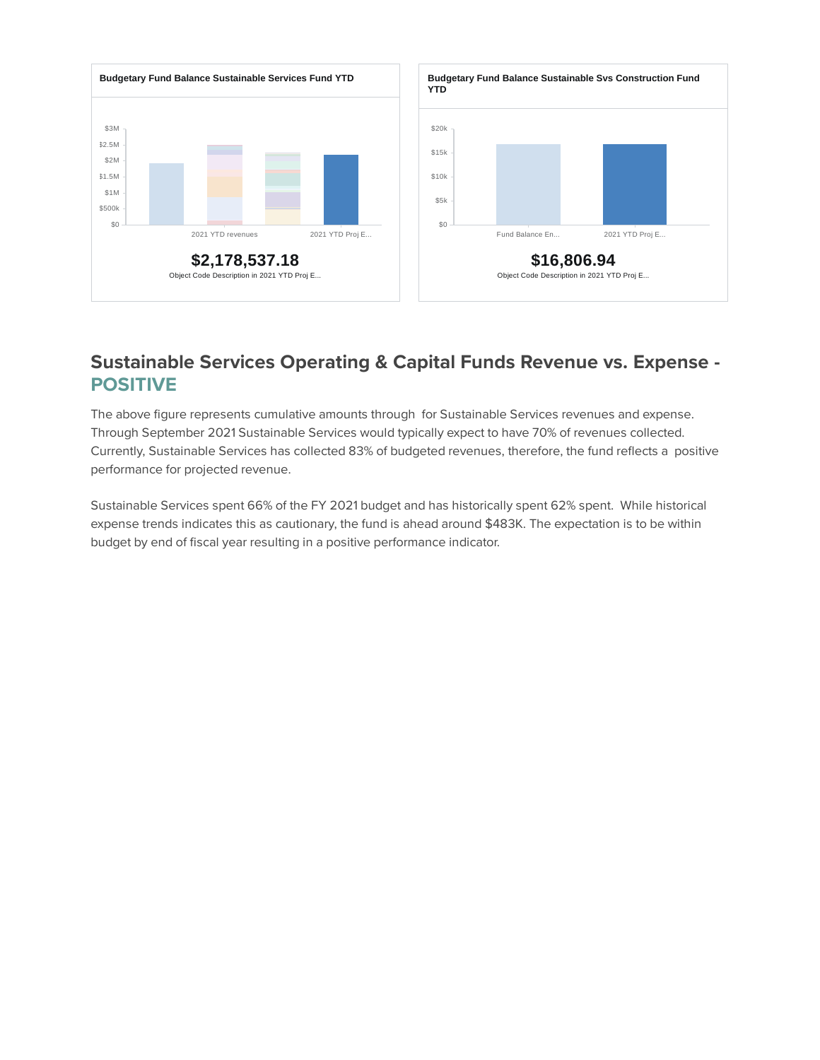**Budgetary Fund Balance Sustainable Services Fund YTD**

$3M
$2.5M
$2M
$1.5M
$1M
$500k
$0

2021 YTD revenues    2021 YTD Proj E...

**$2,178,537.18**

Object Code Description in 2021 YTD Proj E...

**Budgetary Fund Balance Sustainable Svs Construction Fund YTD**

$20k
$15k
$10k
$5k
$0

Fund Balance En...    2021 YTD Proj E...

**$16,806.94**

Object Code Description in 2021 YTD Proj E...

## Sustainable Services Operating & Capital Funds Revenue vs. Expense - POSITIVE

The above figure represents cumulative amounts through  for Sustainable Services revenues and expense. Through September 2021 Sustainable Services would typically expect to have 70% of revenues collected. Currently, Sustainable Services has collected 83% of budgeted revenues, therefore, the fund reflects a  positive performance for projected revenue.

Sustainable Services spent 66% of the FY 2021 budget and has historically spent 62% spent.  While historical expense trends indicates this as cautionary, the fund is ahead around $483K. The expectation is to be within budget by end of fiscal year resulting in a positive performance indicator.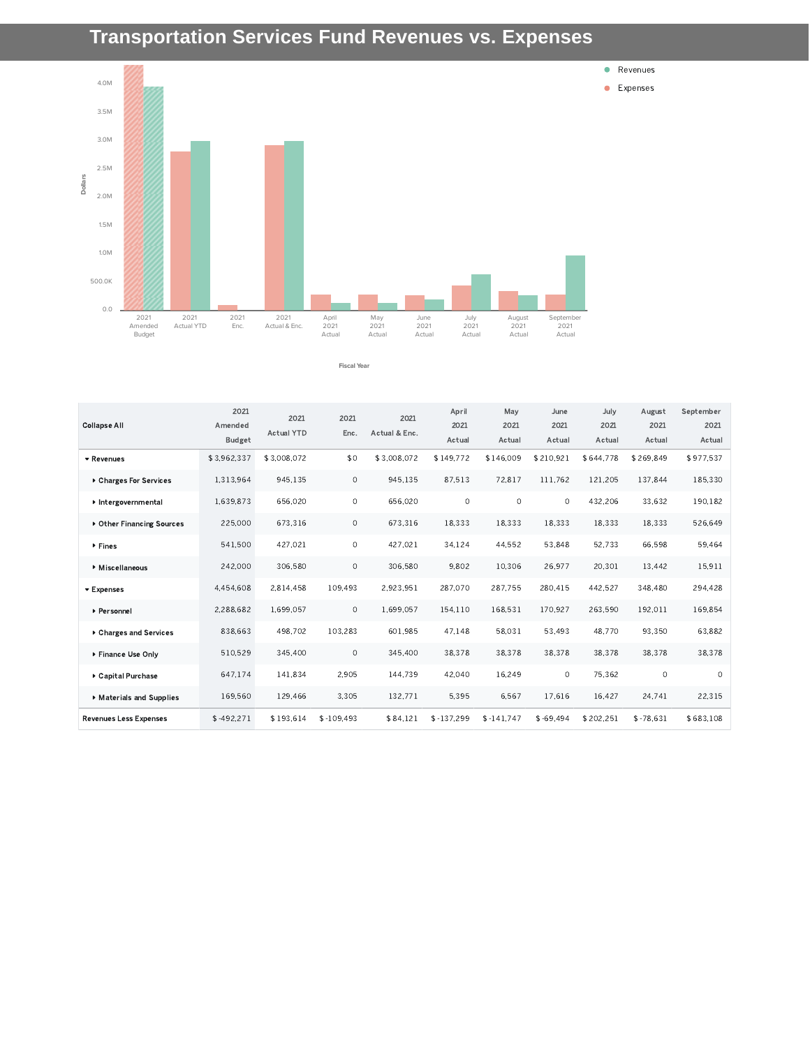# Transportation Services Fund Revenues vs. Expenses

| Collapse All | 2021 Amended Budget | 2021 Actual YTD | 2021 Enc. | 2021 Actual & Enc. | April 2021 Actual | May 2021 Actual | June 2021 Actual | July 2021 Actual | August 2021 Actual | September 2021 Actual |
|---|---|---|---|---|---|---|---|---|---|---|
| ▾ Revenues | $ 3,962,337 | $ 3,008,072 | $ 0 | $ 3,008,072 | $ 149,772 | $ 146,009 | $ 210,921 | $ 644,778 | $ 269,849 | $ 977,537 |
| ▸ Charges For Services | 1,313,964 | 945,135 | 0 | 945,135 | 87,513 | 72,817 | 111,762 | 121,205 | 137,844 | 185,330 |
| ▸ Intergovernmental | 1,639,873 | 656,020 | 0 | 656,020 | 0 | 0 | 0 | 432,206 | 33,632 | 190,182 |
| ▸ Other Financing Sources | 225,000 | 673,316 | 0 | 673,316 | 18,333 | 18,333 | 18,333 | 18,333 | 18,333 | 526,649 |
| ▸ Fines | 541,500 | 427,021 | 0 | 427,021 | 34,124 | 44,552 | 53,848 | 52,733 | 66,598 | 59,464 |
| ▸ Miscellaneous | 242,000 | 306,580 | 0 | 306,580 | 9,802 | 10,306 | 26,977 | 20,301 | 13,442 | 15,911 |
| ▾ Expenses | 4,454,608 | 2,814,458 | 109,493 | 2,923,951 | 287,070 | 287,755 | 280,415 | 442,527 | 348,480 | 294,428 |
| ▸ Personnel | 2,288,682 | 1,699,057 | 0 | 1,699,057 | 154,110 | 168,531 | 170,927 | 263,590 | 192,011 | 169,854 |
| ▸ Charges and Services | 838,663 | 498,702 | 103,283 | 601,985 | 47,148 | 58,031 | 53,493 | 48,770 | 93,350 | 63,882 |
| ▸ Finance Use Only | 510,529 | 345,400 | 0 | 345,400 | 38,378 | 38,378 | 38,378 | 38,378 | 38,378 | 38,378 |
| ▸ Capital Purchase | 647,174 | 141,834 | 2,905 | 144,739 | 42,040 | 16,249 | 0 | 75,362 | 0 | 0 |
| ▸ Materials and Supplies | 169,560 | 129,466 | 3,305 | 132,771 | 5,395 | 6,567 | 17,616 | 16,427 | 24,741 | 22,315 |
| Revenues Less Expenses | $ -492,271 | $ 193,614 | $ -109,493 | $ 84,121 | $ -137,299 | $ -141,747 | $ -69,494 | $ 202,251 | $ -78,631 | $ 683,108 |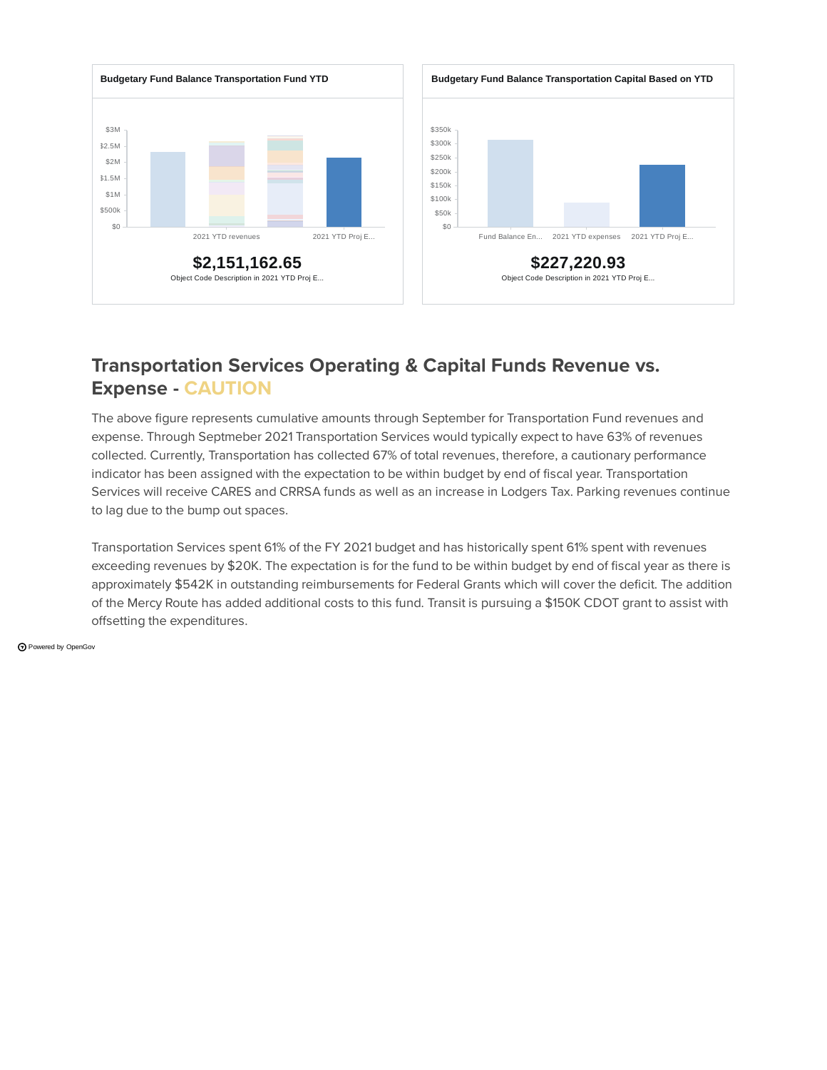**Budgetary Fund Balance Transportation Fund YTD**

$3M
$2.5M
$2M
$1.5M
$1M
$500k
$0

2021 YTD revenues
2021 YTD Proj E...

**$2,151,162.65**

Object Code Description in 2021 YTD Proj E...

**Budgetary Fund Balance Transportation Capital Based on YTD**

$350k
$300k
$250k
$200k
$150k
$100k
$50k
$0

Fund Balance En...
2021 YTD expenses
2021 YTD Proj E...

**$227,220.93**

Object Code Description in 2021 YTD Proj E...

## Transportation Services Operating & Capital Funds Revenue vs. Expense - CAUTION

The above figure represents cumulative amounts through September for Transportation Fund revenues and expense. Through Septmeber 2021 Transportation Services would typically expect to have 63% of revenues collected. Currently, Transportation has collected 67% of total revenues, therefore, a cautionary performance indicator has been assigned with the expectation to be within budget by end of fiscal year. Transportation Services will receive CARES and CRRSA funds as well as an increase in Lodgers Tax. Parking revenues continue to lag due to the bump out spaces.

Transportation Services spent 61% of the FY 2021 budget and has historically spent 61% spent with revenues exceeding revenues by $20K. The expectation is for the fund to be within budget by end of fiscal year as there is approximately $542K in outstanding reimbursements for Federal Grants which will cover the deficit. The addition of the Mercy Route has added additional costs to this fund. Transit is pursuing a $150K CDOT grant to assist with offsetting the expenditures.

Powered by OpenGov